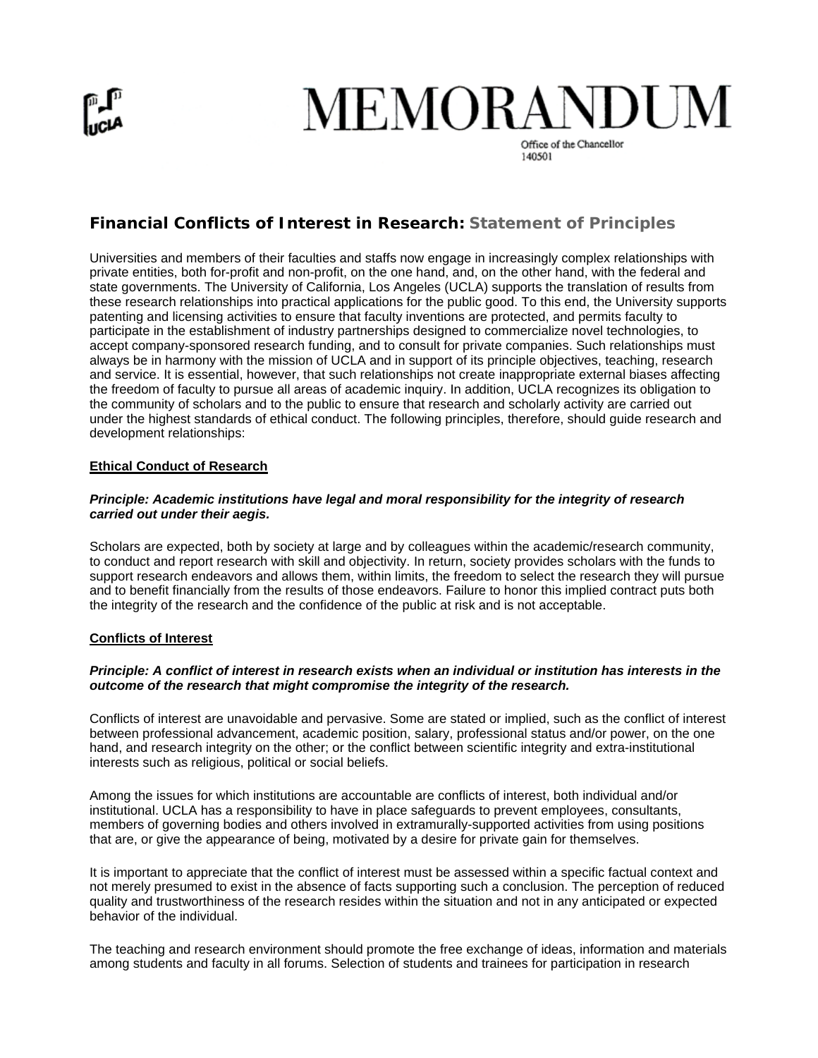# MEMORANDUM

Office of the Chancellor
140501

## Financial Conflicts of Interest in Research: Statement of Principles

Universities and members of their faculties and staffs now engage in increasingly complex relationships with private entities, both for-profit and non-profit, on the one hand, and, on the other hand, with the federal and state governments. The University of California, Los Angeles (UCLA) supports the translation of results from these research relationships into practical applications for the public good. To this end, the University supports patenting and licensing activities to ensure that faculty inventions are protected, and permits faculty to participate in the establishment of industry partnerships designed to commercialize novel technologies, to accept company-sponsored research funding, and to consult for private companies. Such relationships must always be in harmony with the mission of UCLA and in support of its principle objectives, teaching, research and service. It is essential, however, that such relationships not create inappropriate external biases affecting the freedom of faculty to pursue all areas of academic inquiry. In addition, UCLA recognizes its obligation to the community of scholars and to the public to ensure that research and scholarly activity are carried out under the highest standards of ethical conduct. The following principles, therefore, should guide research and development relationships:

### Ethical Conduct of Research

***Principle: Academic institutions have legal and moral responsibility for the integrity of research carried out under their aegis.***

Scholars are expected, both by society at large and by colleagues within the academic/research community, to conduct and report research with skill and objectivity. In return, society provides scholars with the funds to support research endeavors and allows them, within limits, the freedom to select the research they will pursue and to benefit financially from the results of those endeavors. Failure to honor this implied contract puts both the integrity of the research and the confidence of the public at risk and is not acceptable.

### Conflicts of Interest

***Principle: A conflict of interest in research exists when an individual or institution has interests in the outcome of the research that might compromise the integrity of the research.***

Conflicts of interest are unavoidable and pervasive. Some are stated or implied, such as the conflict of interest between professional advancement, academic position, salary, professional status and/or power, on the one hand, and research integrity on the other; or the conflict between scientific integrity and extra-institutional interests such as religious, political or social beliefs.

Among the issues for which institutions are accountable are conflicts of interest, both individual and/or institutional. UCLA has a responsibility to have in place safeguards to prevent employees, consultants, members of governing bodies and others involved in extramurally-supported activities from using positions that are, or give the appearance of being, motivated by a desire for private gain for themselves.

It is important to appreciate that the conflict of interest must be assessed within a specific factual context and not merely presumed to exist in the absence of facts supporting such a conclusion. The perception of reduced quality and trustworthiness of the research resides within the situation and not in any anticipated or expected behavior of the individual.

The teaching and research environment should promote the free exchange of ideas, information and materials among students and faculty in all forums. Selection of students and trainees for participation in research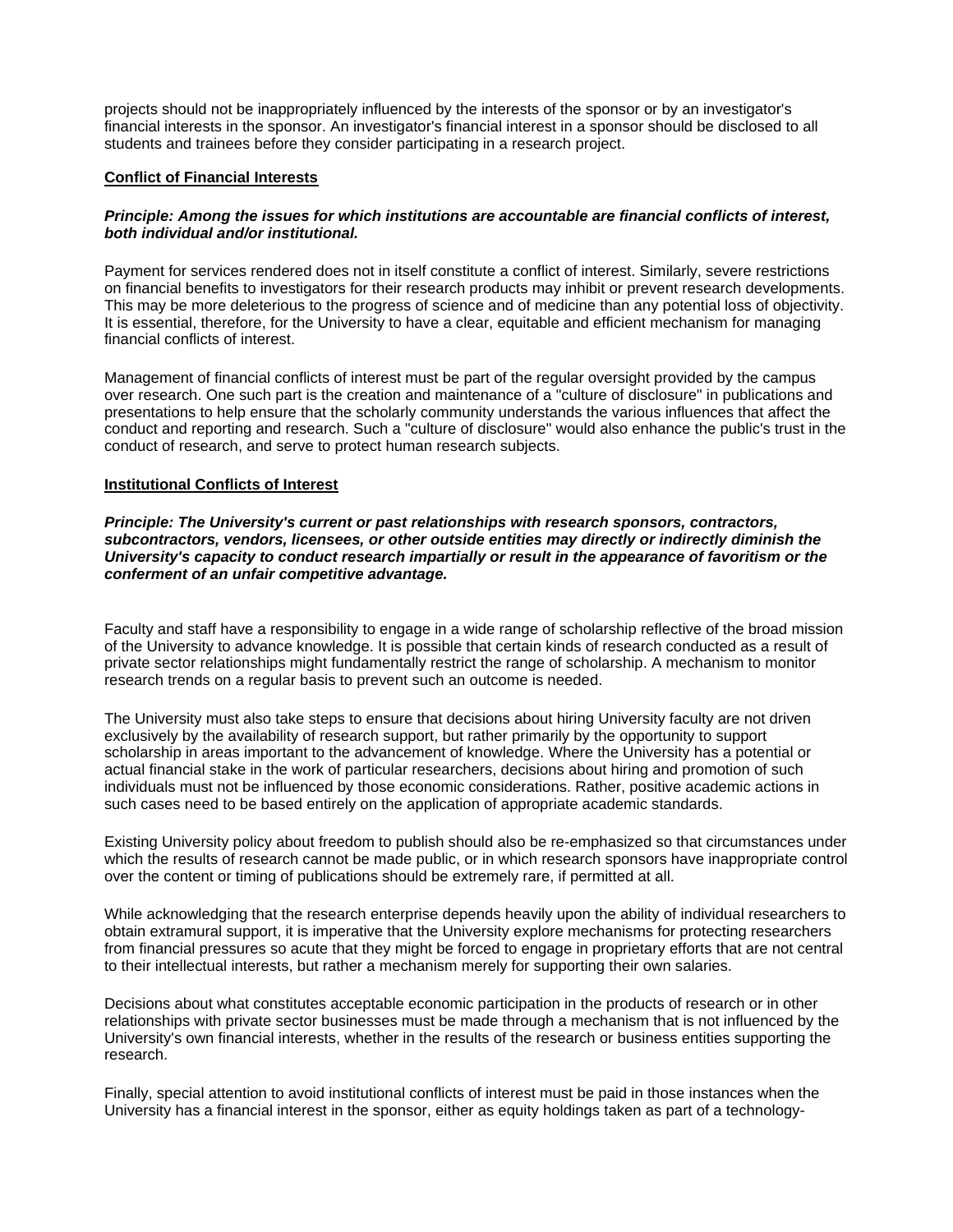projects should not be inappropriately influenced by the interests of the sponsor or by an investigator's financial interests in the sponsor. An investigator's financial interest in a sponsor should be disclosed to all students and trainees before they consider participating in a research project.

**Conflict of Financial Interests**

***Principle: Among the issues for which institutions are accountable are financial conflicts of interest, both individual and/or institutional.***

Payment for services rendered does not in itself constitute a conflict of interest. Similarly, severe restrictions on financial benefits to investigators for their research products may inhibit or prevent research developments. This may be more deleterious to the progress of science and of medicine than any potential loss of objectivity. It is essential, therefore, for the University to have a clear, equitable and efficient mechanism for managing financial conflicts of interest.

Management of financial conflicts of interest must be part of the regular oversight provided by the campus over research. One such part is the creation and maintenance of a "culture of disclosure" in publications and presentations to help ensure that the scholarly community understands the various influences that affect the conduct and reporting and research. Such a "culture of disclosure" would also enhance the public's trust in the conduct of research, and serve to protect human research subjects.

**Institutional Conflicts of Interest**

***Principle: The University's current or past relationships with research sponsors, contractors, subcontractors, vendors, licensees, or other outside entities may directly or indirectly diminish the University's capacity to conduct research impartially or result in the appearance of favoritism or the conferment of an unfair competitive advantage.***

Faculty and staff have a responsibility to engage in a wide range of scholarship reflective of the broad mission of the University to advance knowledge. It is possible that certain kinds of research conducted as a result of private sector relationships might fundamentally restrict the range of scholarship. A mechanism to monitor research trends on a regular basis to prevent such an outcome is needed.

The University must also take steps to ensure that decisions about hiring University faculty are not driven exclusively by the availability of research support, but rather primarily by the opportunity to support scholarship in areas important to the advancement of knowledge. Where the University has a potential or actual financial stake in the work of particular researchers, decisions about hiring and promotion of such individuals must not be influenced by those economic considerations. Rather, positive academic actions in such cases need to be based entirely on the application of appropriate academic standards.

Existing University policy about freedom to publish should also be re-emphasized so that circumstances under which the results of research cannot be made public, or in which research sponsors have inappropriate control over the content or timing of publications should be extremely rare, if permitted at all.

While acknowledging that the research enterprise depends heavily upon the ability of individual researchers to obtain extramural support, it is imperative that the University explore mechanisms for protecting researchers from financial pressures so acute that they might be forced to engage in proprietary efforts that are not central to their intellectual interests, but rather a mechanism merely for supporting their own salaries.

Decisions about what constitutes acceptable economic participation in the products of research or in other relationships with private sector businesses must be made through a mechanism that is not influenced by the University's own financial interests, whether in the results of the research or business entities supporting the research.

Finally, special attention to avoid institutional conflicts of interest must be paid in those instances when the University has a financial interest in the sponsor, either as equity holdings taken as part of a technology-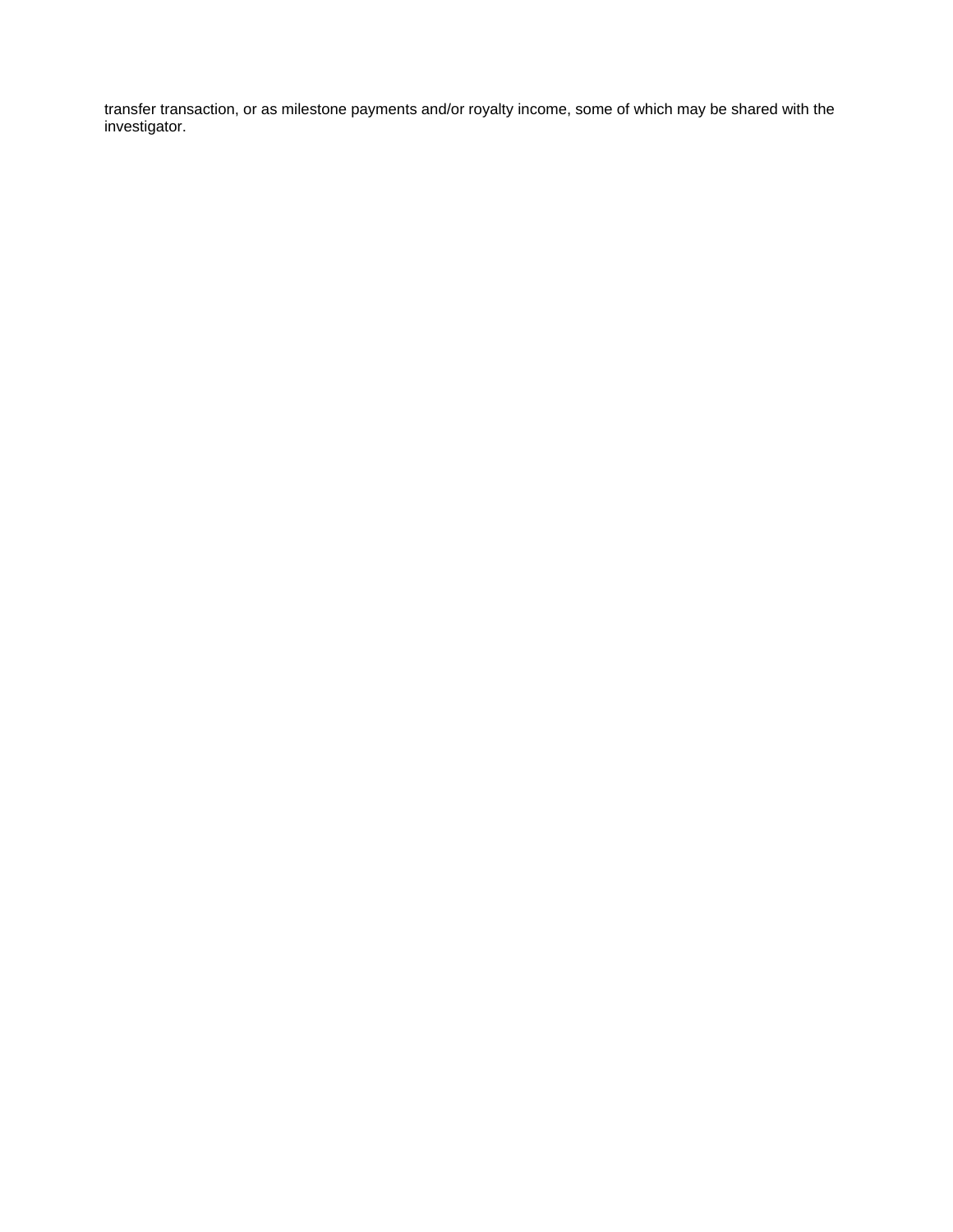transfer transaction, or as milestone payments and/or royalty income, some of which may be shared with the investigator.